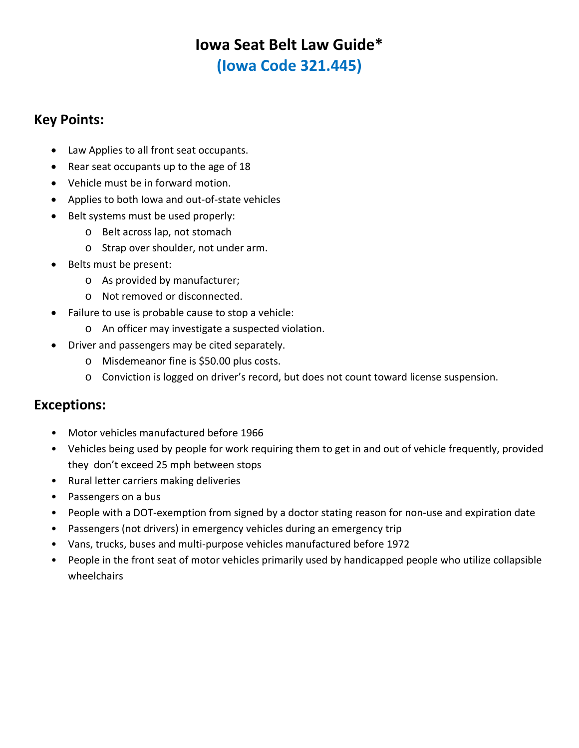# Iowa Seat Belt Law Guide*

## (Iowa Code 321.445)

### Key Points:

- Law Applies to all front seat occupants.
- Rear seat occupants up to the age of 18
- Vehicle must be in forward motion.
- Applies to both Iowa and out-of-state vehicles
- Belt systems must be used properly:
  - Belt across lap, not stomach
  - Strap over shoulder, not under arm.
- Belts must be present:
  - As provided by manufacturer;
  - Not removed or disconnected.
- Failure to use is probable cause to stop a vehicle:
  - An officer may investigate a suspected violation.
- Driver and passengers may be cited separately.
  - Misdemeanor fine is $50.00 plus costs.
  - Conviction is logged on driver's record, but does not count toward license suspension.

### Exceptions:

- Motor vehicles manufactured before 1966
- Vehicles being used by people for work requiring them to get in and out of vehicle frequently, provided they don't exceed 25 mph between stops
- Rural letter carriers making deliveries
- Passengers on a bus
- People with a DOT-exemption from signed by a doctor stating reason for non-use and expiration date
- Passengers (not drivers) in emergency vehicles during an emergency trip
- Vans, trucks, buses and multi-purpose vehicles manufactured before 1972
- People in the front seat of motor vehicles primarily used by handicapped people who utilize collapsible wheelchairs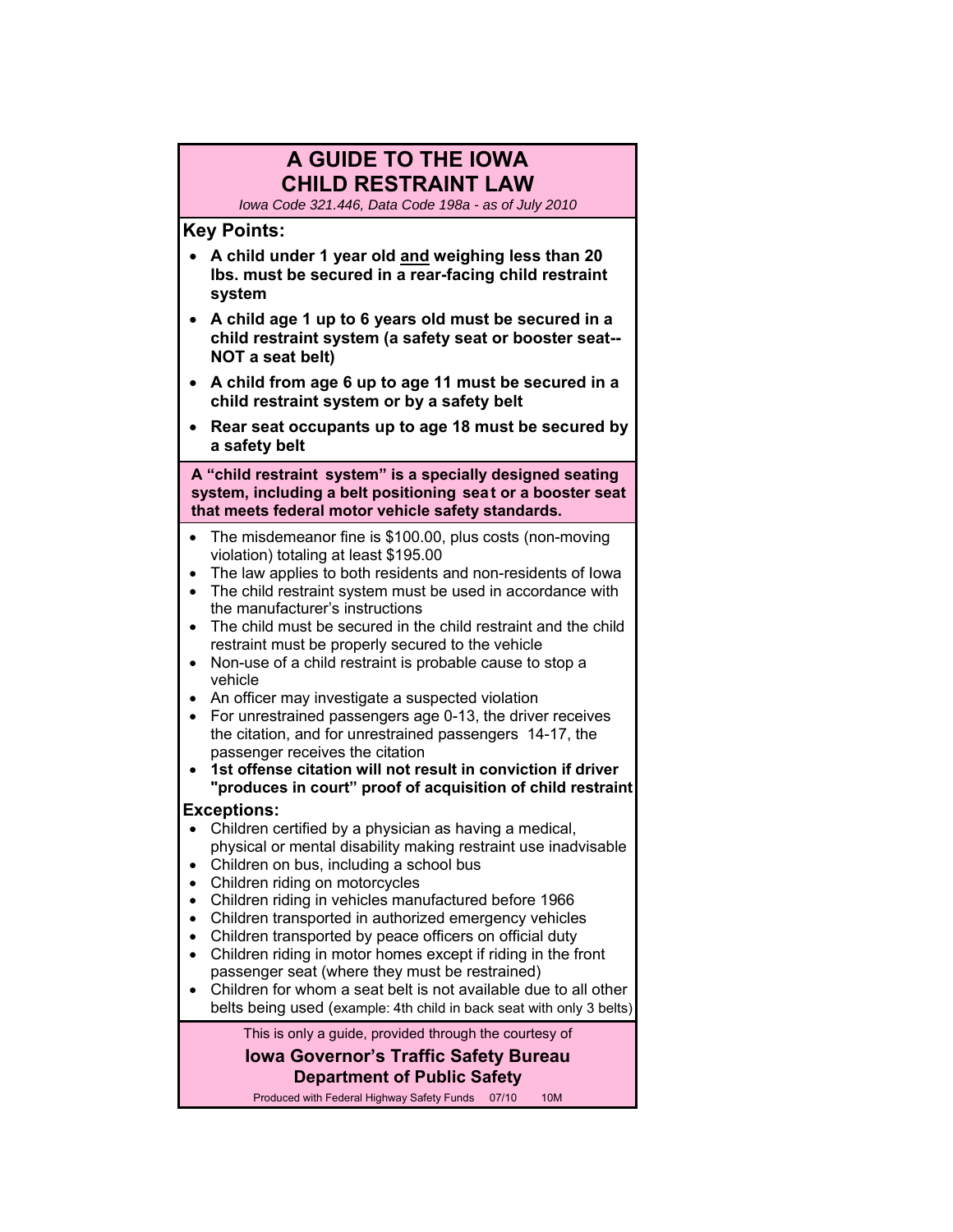# A GUIDE TO THE IOWA CHILD RESTRAINT LAW

*Iowa Code 321.446, Data Code 198a - as of July 2010*

## Key Points:

- **A child under 1 year old <u>and</u> weighing less than 20 lbs. must be secured in a rear-facing child restraint system**
- **A child age 1 up to 6 years old must be secured in a child restraint system (a safety seat or booster seat--NOT a seat belt)**
- **A child from age 6 up to age 11 must be secured in a child restraint system or by a safety belt**
- **Rear seat occupants up to age 18 must be secured by a safety belt**

**A "child restraint system" is a specially designed seating system, including a belt positioning seat or a booster seat that meets federal motor vehicle safety standards.**

- The misdemeanor fine is $100.00, plus costs (non-moving violation) totaling at least $195.00
- The law applies to both residents and non-residents of Iowa
- The child restraint system must be used in accordance with the manufacturer's instructions
- The child must be secured in the child restraint and the child restraint must be properly secured to the vehicle
- Non-use of a child restraint is probable cause to stop a vehicle
- An officer may investigate a suspected violation
- For unrestrained passengers age 0-13, the driver receives the citation, and for unrestrained passengers 14-17, the passenger receives the citation
- **1st offense citation will not result in conviction if driver "produces in court" proof of acquisition of child restraint**

## Exceptions:

- Children certified by a physician as having a medical, physical or mental disability making restraint use inadvisable
- Children on bus, including a school bus
- Children riding on motorcycles
- Children riding in vehicles manufactured before 1966
- Children transported in authorized emergency vehicles
- Children transported by peace officers on official duty
- Children riding in motor homes except if riding in the front passenger seat (where they must be restrained)
- Children for whom a seat belt is not available due to all other belts being used (example: 4th child in back seat with only 3 belts)

This is only a guide, provided through the courtesy of

**Iowa Governor's Traffic Safety Bureau**
**Department of Public Safety**

Produced with Federal Highway Safety Funds 07/10 10M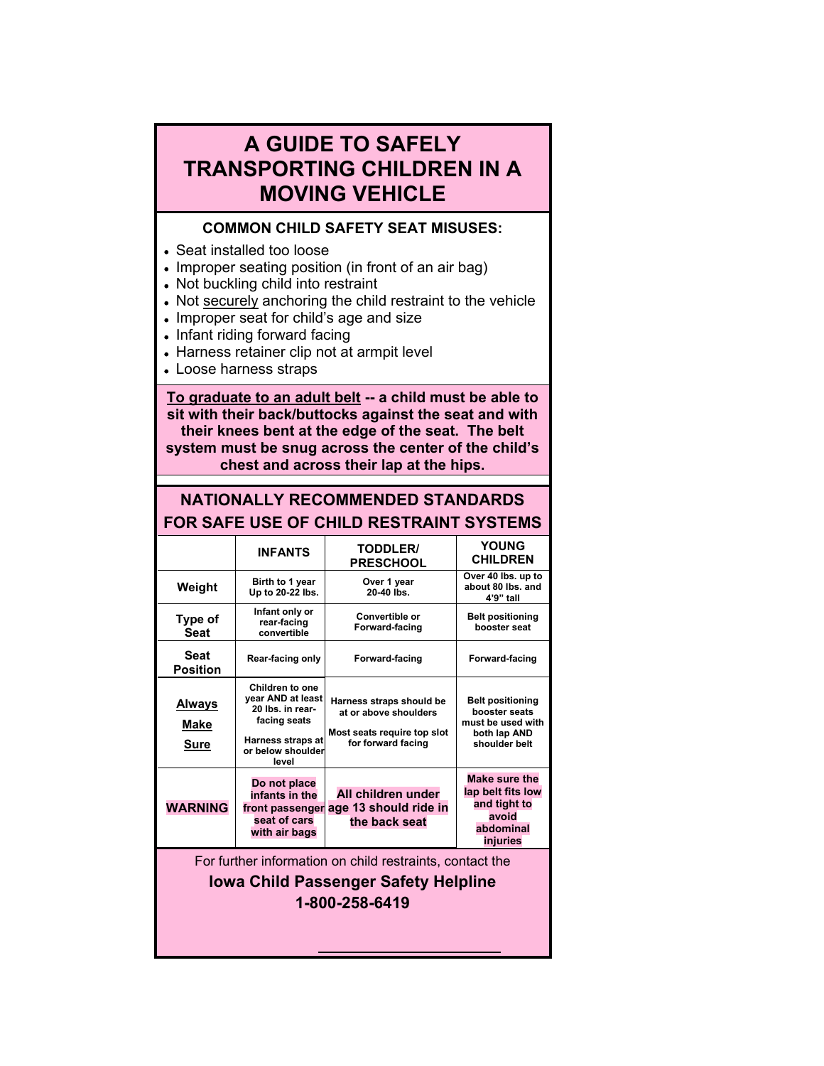# A GUIDE TO SAFELY TRANSPORTING CHILDREN IN A MOVING VEHICLE

## COMMON CHILD SAFETY SEAT MISUSES:

- Seat installed too loose
- Improper seating position (in front of an air bag)
- Not buckling child into restraint
- Not securely anchoring the child restraint to the vehicle
- Improper seat for child's age and size
- Infant riding forward facing
- Harness retainer clip not at armpit level
- Loose harness straps

**To graduate to an adult belt -- a child must be able to sit with their back/buttocks against the seat and with their knees bent at the edge of the seat. The belt system must be snug across the center of the child's chest and across their lap at the hips.**

## NATIONALLY RECOMMENDED STANDARDS FOR SAFE USE OF CHILD RESTRAINT SYSTEMS

| | INFANTS | TODDLER/ PRESCHOOL | YOUNG CHILDREN |
|---|---|---|---|
| **Weight** | Birth to 1 year Up to 20-22 lbs. | Over 1 year 20-40 lbs. | Over 40 lbs. up to about 80 lbs. and 4'9" tall |
| **Type of Seat** | Infant only or rear-facing convertible | Convertible or Forward-facing | Belt positioning booster seat |
| **Seat Position** | Rear-facing only | Forward-facing | Forward-facing |
| **Always Make Sure** | Children to one year AND at least 20 lbs. in rear-facing seats<br><br>Harness straps at or below shoulder level | Harness straps should be at or above shoulders<br><br>Most seats require top slot for forward facing | Belt positioning booster seats must be used with both lap AND shoulder belt |
| **WARNING** | Do not place infants in the front passenger seat of cars with air bags | All children under age 13 should ride in the back seat | Make sure the lap belt fits low and tight to avoid abdominal injuries |

For further information on child restraints, contact the

**Iowa Child Passenger Safety Helpline**

**1-800-258-6419**